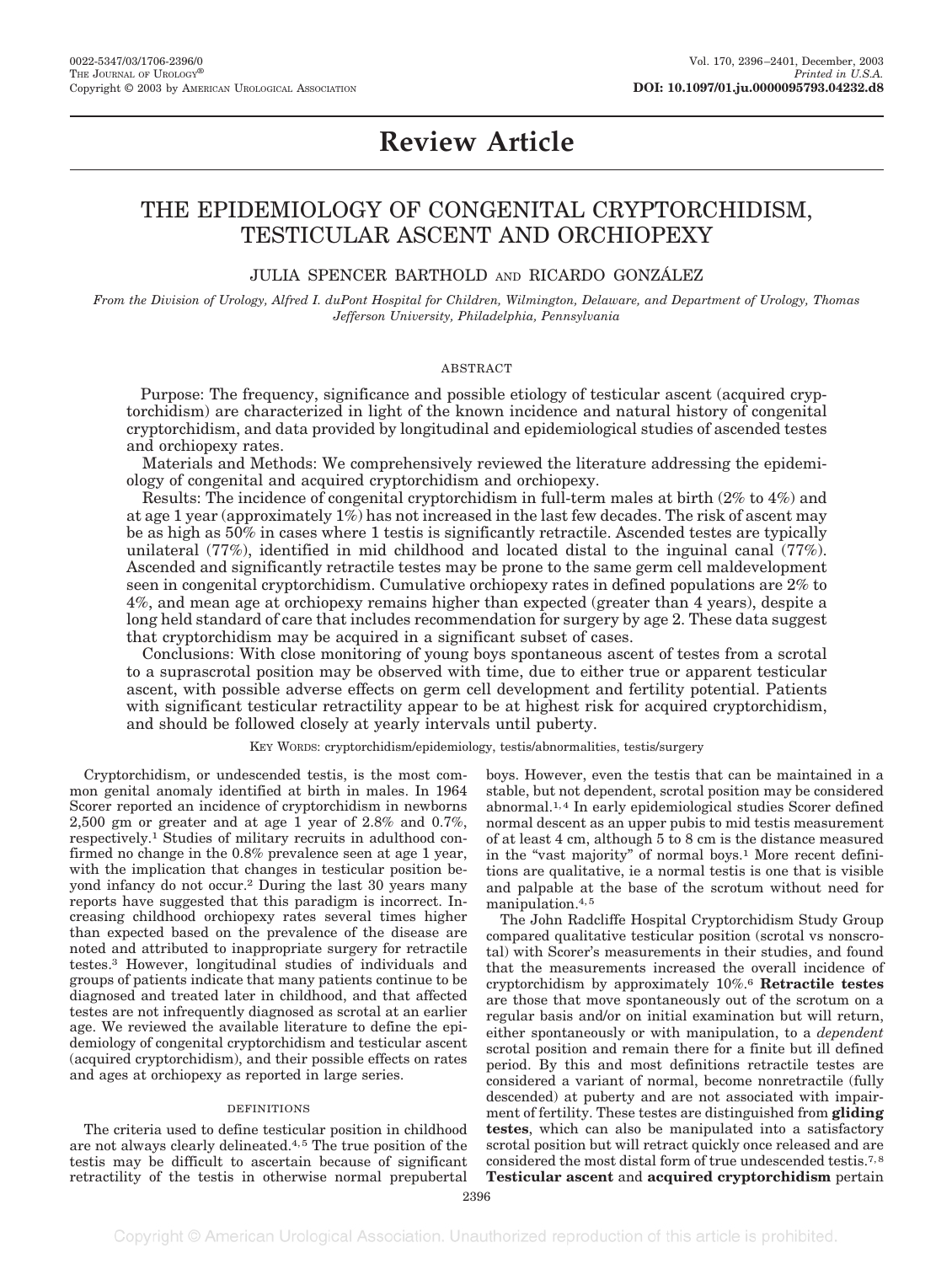# Review Article

# THE EPIDEMIOLOGY OF CONGENITAL CRYPTORCHIDISM, TESTICULAR ASCENT AND ORCHIOPEXY

JULIA SPENCER BARTHOLD AND RICARDO GONZÁLEZ

*From the Division of Urology, Alfred I. duPont Hospital for Children, Wilmington, Delaware, and Department of Urology, Thomas Jefferson University, Philadelphia, Pennsylvania*

## ABSTRACT

Purpose: The frequency, significance and possible etiology of testicular ascent (acquired cryptorchidism) are characterized in light of the known incidence and natural history of congenital cryptorchidism, and data provided by longitudinal and epidemiological studies of ascended testes and orchiopexy rates.

Materials and Methods: We comprehensively reviewed the literature addressing the epidemiology of congenital and acquired cryptorchidism and orchiopexy.

Results: The incidence of congenital cryptorchidism in full-term males at birth (2% to 4%) and at age 1 year (approximately 1%) has not increased in the last few decades. The risk of ascent may be as high as 50% in cases where 1 testis is significantly retractile. Ascended testes are typically unilateral (77%), identified in mid childhood and located distal to the inguinal canal (77%). Ascended and significantly retractile testes may be prone to the same germ cell maldevelopment seen in congenital cryptorchidism. Cumulative orchiopexy rates in defined populations are 2% to 4%, and mean age at orchiopexy remains higher than expected (greater than 4 years), despite a long held standard of care that includes recommendation for surgery by age 2. These data suggest that cryptorchidism may be acquired in a significant subset of cases.

Conclusions: With close monitoring of young boys spontaneous ascent of testes from a scrotal to a suprascrotal position may be observed with time, due to either true or apparent testicular ascent, with possible adverse effects on germ cell development and fertility potential. Patients with significant testicular retractility appear to be at highest risk for acquired cryptorchidism, and should be followed closely at yearly intervals until puberty.

KEY WORDS: cryptorchidism/epidemiology, testis/abnormalities, testis/surgery

Cryptorchidism, or undescended testis, is the most common genital anomaly identified at birth in males. In 1964 Scorer reported an incidence of cryptorchidism in newborns 2,500 gm or greater and at age 1 year of 2.8% and 0.7%, respectively.[1] Studies of military recruits in adulthood confirmed no change in the 0.8% prevalence seen at age 1 year, with the implication that changes in testicular position beyond infancy do not occur.[2] During the last 30 years many reports have suggested that this paradigm is incorrect. Increasing childhood orchiopexy rates several times higher than expected based on the prevalence of the disease are noted and attributed to inappropriate surgery for retractile testes.[3] However, longitudinal studies of individuals and groups of patients indicate that many patients continue to be diagnosed and treated later in childhood, and that affected testes are not infrequently diagnosed as scrotal at an earlier age. We reviewed the available literature to define the epidemiology of congenital cryptorchidism and testicular ascent (acquired cryptorchidism), and their possible effects on rates and ages at orchiopexy as reported in large series.

## DEFINITIONS

The criteria used to define testicular position in childhood are not always clearly delineated.[4,5] The true position of the testis may be difficult to ascertain because of significant retractility of the testis in otherwise normal prepubertal boys. However, even the testis that can be maintained in a stable, but not dependent, scrotal position may be considered abnormal.[1,4] In early epidemiological studies Scorer defined normal descent as an upper pubis to mid testis measurement of at least 4 cm, although 5 to 8 cm is the distance measured in the "vast majority" of normal boys.[1] More recent definitions are qualitative, ie a normal testis is one that is visible and palpable at the base of the scrotum without need for manipulation.[4,5]

The John Radcliffe Hospital Cryptorchidism Study Group compared qualitative testicular position (scrotal vs nonscrotal) with Scorer's measurements in their studies, and found that the measurements increased the overall incidence of cryptorchidism by approximately 10%.[6] **Retractile testes** are those that move spontaneously out of the scrotum on a regular basis and/or on initial examination but will return, either spontaneously or with manipulation, to a *dependent* scrotal position and remain there for a finite but ill defined period. By this and most definitions retractile testes are considered a variant of normal, become nonretractile (fully descended) at puberty and are not associated with impairment of fertility. These testes are distinguished from **gliding testes**, which can also be manipulated into a satisfactory scrotal position but will retract quickly once released and are considered the most distal form of true undescended testis.[7,8] **Testicular ascent** and **acquired cryptorchidism** pertain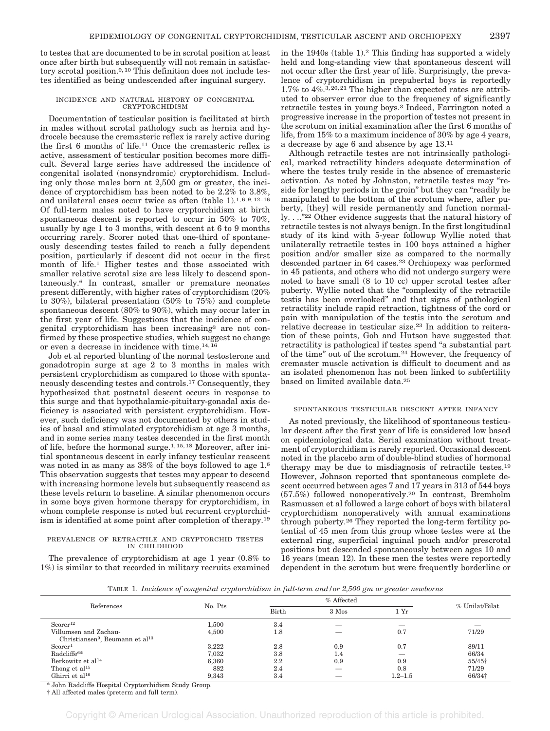to testes that are documented to be in scrotal position at least once after birth but subsequently will not remain in satisfactory scrotal position.[9,10] This definition does not include testes identified as being undescended after inguinal surgery.

### INCIDENCE AND NATURAL HISTORY OF CONGENITAL CRYPTORCHIDISM

Documentation of testicular position is facilitated at birth in males without scrotal pathology such as hernia and hydrocele because the cremasteric reflex is rarely active during the first 6 months of life.[11] Once the cremasteric reflex is active, assessment of testicular position becomes more difficult. Several large series have addressed the incidence of congenital isolated (nonsyndromic) cryptorchidism. Including only those males born at 2,500 gm or greater, the incidence of cryptorchidism has been noted to be 2.2% to 3.8%, and unilateral cases occur twice as often (table 1).[1,6,9,12–16] Of full-term males noted to have cryptorchidism at birth spontaneous descent is reported to occur in 50% to 70%, usually by age 1 to 3 months, with descent at 6 to 9 months occurring rarely. Scorer noted that one-third of spontaneously descending testes failed to reach a fully dependent position, particularly if descent did not occur in the first month of life.[1] Higher testes and those associated with smaller relative scrotal size are less likely to descend spontaneously.[6] In contrast, smaller or premature neonates present differently, with higher rates of cryptorchidism (20% to 30%), bilateral presentation (50% to 75%) and complete spontaneous descent (80% to 90%), which may occur later in the first year of life. Suggestions that the incidence of congenital cryptorchidism has been increasing[3] are not confirmed by these prospective studies, which suggest no change or even a decrease in incidence with time.[14,16]

Job et al reported blunting of the normal testosterone and gonadotropin surge at age 2 to 3 months in males with persistent cryptorchidism as compared to those with spontaneously descending testes and controls.[17] Consequently, they hypothesized that postnatal descent occurs in response to this surge and that hypothalamic-pituitary-gonadal axis deficiency is associated with persistent cryptorchidism. However, such deficiency was not documented by others in studies of basal and stimulated cryptorchidism at age 3 months, and in some series many testes descended in the first month of life, before the hormonal surge.[1,15,18] Moreover, after initial spontaneous descent in early infancy testicular reascent was noted in as many as 38% of the boys followed to age 1.[6] This observation suggests that testes may appear to descend with increasing hormone levels but subsequently reascend as these levels return to baseline. A similar phenomenon occurs in some boys given hormone therapy for cryptorchidism, in whom complete response is noted but recurrent cryptorchidism is identified at some point after completion of therapy.[19]

### PREVALENCE OF RETRACTILE AND CRYPTORCHID TESTES IN CHILDHOOD

The prevalence of cryptorchidism at age 1 year (0.8% to 1%) is similar to that recorded in military recruits examined in the 1940s (table 1).[2] This finding has supported a widely held and long-standing view that spontaneous descent will not occur after the first year of life. Surprisingly, the prevalence of cryptorchidism in prepubertal boys is reportedly 1.7% to 4%.[3,20,21] The higher than expected rates are attributed to observer error due to the frequency of significantly retractile testes in young boys.[3] Indeed, Farrington noted a progressive increase in the proportion of testes not present in the scrotum on initial examination after the first 6 months of life, from 15% to a maximum incidence of 30% by age 4 years, a decrease by age 6 and absence by age 13.[11]

Although retractile testes are not intrinsically pathological, marked retractility hinders adequate determination of where the testes truly reside in the absence of cremasteric activation. As noted by Johnston, retractile testes may "reside for lengthy periods in the groin" but they can "readily be manipulated to the bottom of the scrotum where, after puberty, [they] will reside permanently and function normally. . .."[22] Other evidence suggests that the natural history of retractile testes is not always benign. In the first longitudinal study of its kind with 5-year followup Wyllie noted that unilaterally retractile testes in 100 boys attained a higher position and/or smaller size as compared to the normally descended partner in 64 cases.[23] Orchiopexy was performed in 45 patients, and others who did not undergo surgery were noted to have small (8 to 10 cc) upper scrotal testes after puberty. Wyllie noted that the "complexity of the retractile testis has been overlooked" and that signs of pathological retractility include rapid retraction, tightness of the cord or pain with manipulation of the testis into the scrotum and relative decrease in testicular size.[23] In addition to reiteration of these points, Goh and Hutson have suggested that retractility is pathological if testes spend "a substantial part of the time" out of the scrotum.[24] However, the frequency of cremaster muscle activation is difficult to document and as an isolated phenomenon has not been linked to subfertility based on limited available data.[25]

### SPONTANEOUS TESTICULAR DESCENT AFTER INFANCY

As noted previously, the likelihood of spontaneous testicular descent after the first year of life is considered low based on epidemiological data. Serial examination without treatment of cryptorchidism is rarely reported. Occasional descent noted in the placebo arm of double-blind studies of hormonal therapy may be due to misdiagnosis of retractile testes.[19] However, Johnson reported that spontaneous complete descent occurred between ages 7 and 17 years in 313 of 544 boys (57.5%) followed nonoperatively.[20] In contrast, Bremholm Rasmussen et al followed a large cohort of boys with bilateral cryptorchidism nonoperatively with annual examinations through puberty.[26] They reported the long-term fertility potential of 45 men from this group whose testes were at the external ring, superficial inguinal pouch and/or prescrotal positions but descended spontaneously between ages 10 and 16 years (mean 12). In these men the testes were reportedly dependent in the scrotum but were frequently borderline or

TABLE 1. *Incidence of congenital cryptorchidism in full-term and/or 2,500 gm or greater newborns*

| References | No. Pts | % Affected | | | % Unilat/Bilat |
|---|---|---|---|---|---|
| | | Birth | 3 Mos | 1 Yr | |
| Scorer[12] | 1,500 | 3.4 | — | — | — |
| Villumsen and Zachau-Christiansen[9], Beumann et al[13] | 4,500 | 1.8 | — | 0.7 | 71/29 |
| Scorer[1] | 3,222 | 2.8 | 0.9 | 0.7 | 89/11 |
| Radcliffe[6]* | 7,032 | 3.8 | 1.4 | — | 66/34 |
| Berkowitz et al[14] | 6,360 | 2.2 | 0.9 | 0.9 | 55/45† |
| Thong et al[15] | 882 | 2.4 | — | 0.8 | 71/29 |
| Ghirri et al[16] | 9,343 | 3.4 | — | 1.2–1.5 | 66/34† |

\* John Radcliffe Hospital Cryptorchidism Study Group.

† All affected males (preterm and full term).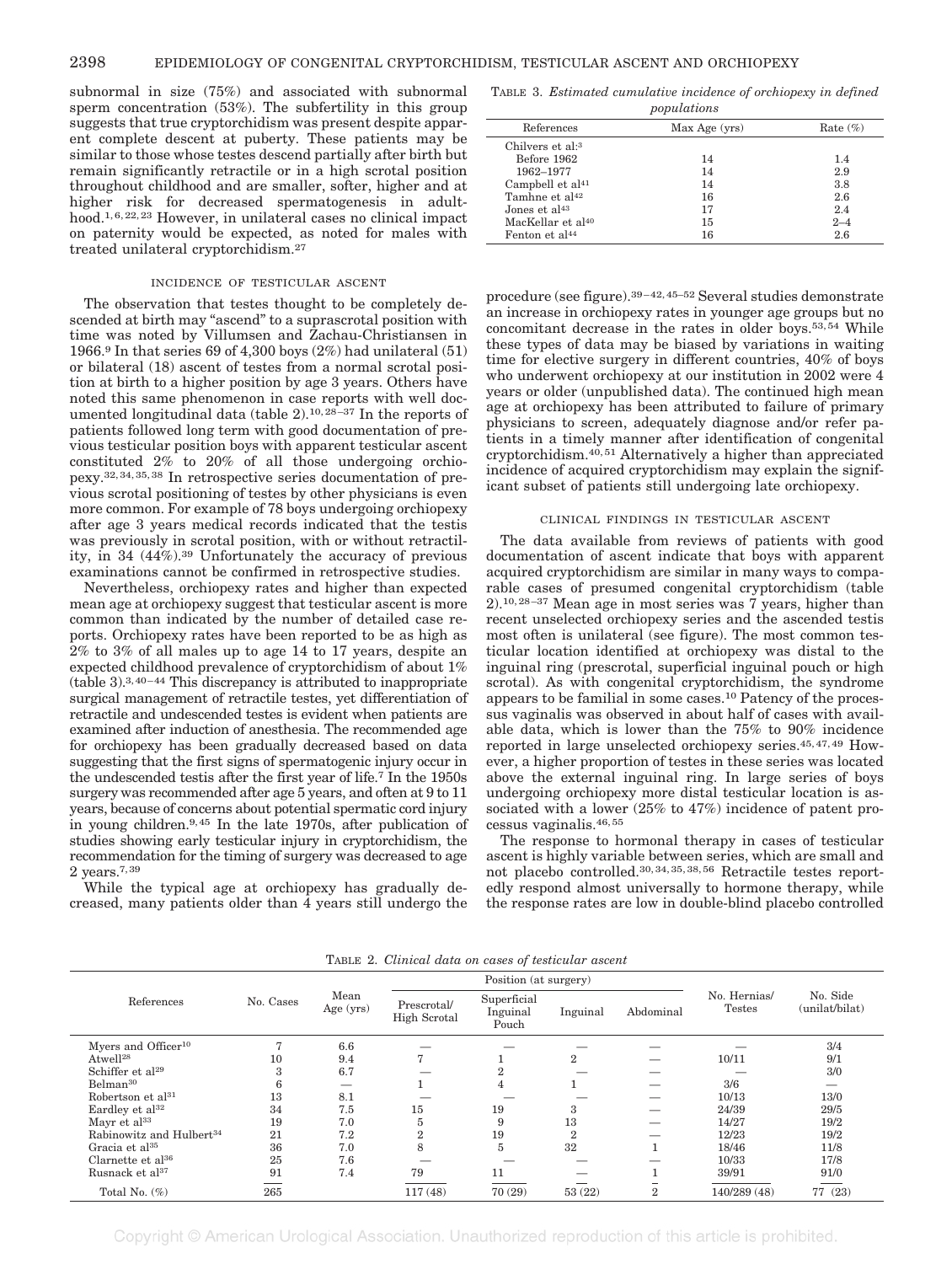subnormal in size (75%) and associated with subnormal sperm concentration (53%). The subfertility in this group suggests that true cryptorchidism was present despite apparent complete descent at puberty. These patients may be similar to those whose testes descend partially after birth but remain significantly retractile or in a high scrotal position throughout childhood and are smaller, softer, higher and at higher risk for decreased spermatogenesis in adulthood.[1,6,22,23] However, in unilateral cases no clinical impact on paternity would be expected, as noted for males with treated unilateral cryptorchidism.[27]

## INCIDENCE OF TESTICULAR ASCENT

The observation that testes thought to be completely descended at birth may "ascend" to a suprascrotal position with time was noted by Villumsen and Zachau-Christiansen in 1966.[9] In that series 69 of 4,300 boys (2%) had unilateral (51) or bilateral (18) ascent of testes from a normal scrotal position at birth to a higher position by age 3 years. Others have noted this same phenomenon in case reports with well documented longitudinal data (table 2).[10,28–37] In the reports of patients followed long term with good documentation of previous testicular position boys with apparent testicular ascent constituted 2% to 20% of all those undergoing orchiopexy.[32,34,35,38] In retrospective series documentation of previous scrotal positioning of testes by other physicians is even more common. For example of 78 boys undergoing orchiopexy after age 3 years medical records indicated that the testis was previously in scrotal position, with or without retractility, in 34 (44%).[39] Unfortunately the accuracy of previous examinations cannot be confirmed in retrospective studies.

Nevertheless, orchiopexy rates and higher than expected mean age at orchiopexy suggest that testicular ascent is more common than indicated by the number of detailed case reports. Orchiopexy rates have been reported to be as high as 2% to 3% of all males up to age 14 to 17 years, despite an expected childhood prevalence of cryptorchidism of about 1% (table 3).[3,40–44] This discrepancy is attributed to inappropriate surgical management of retractile testes, yet differentiation of retractile and undescended testes is evident when patients are examined after induction of anesthesia. The recommended age for orchiopexy has been gradually decreased based on data suggesting that the first signs of spermatogenic injury occur in the undescended testis after the first year of life.[7] In the 1950s surgery was recommended after age 5 years, and often at 9 to 11 years, because of concerns about potential spermatic cord injury in young children.[9,45] In the late 1970s, after publication of studies showing early testicular injury in cryptorchidism, the recommendation for the timing of surgery was decreased to age 2 years.[7,39]

While the typical age at orchiopexy has gradually decreased, many patients older than 4 years still undergo the procedure (see figure).[39–42,45–52] Several studies demonstrate an increase in orchiopexy rates in younger age groups but no concomitant decrease in the rates in older boys.[53,54] While these types of data may be biased by variations in waiting time for elective surgery in different countries, 40% of boys who underwent orchiopexy at our institution in 2002 were 4 years or older (unpublished data). The continued high mean age at orchiopexy has been attributed to failure of primary physicians to screen, adequately diagnose and/or refer patients in a timely manner after identification of congenital cryptorchidism.[40,51] Alternatively a higher than appreciated incidence of acquired cryptorchidism may explain the significant subset of patients still undergoing late orchiopexy.

TABLE 3. *Estimated cumulative incidence of orchiopexy in defined populations*

| References | Max Age (yrs) | Rate (%) |
|---|---|---|
| Chilvers et al:[3] | | |
| Before 1962 | 14 | 1.4 |
| 1962–1977 | 14 | 2.9 |
| Campbell et al[41] | 14 | 3.8 |
| Tamhne et al[42] | 16 | 2.6 |
| Jones et al[43] | 17 | 2.4 |
| MacKellar et al[40] | 15 | 2–4 |
| Fenton et al[44] | 16 | 2.6 |

## CLINICAL FINDINGS IN TESTICULAR ASCENT

The data available from reviews of patients with good documentation of ascent indicate that boys with apparent acquired cryptorchidism are similar in many ways to comparable cases of presumed congenital cryptorchidism (table 2).[10,28–37] Mean age in most series was 7 years, higher than recent unselected orchiopexy series and the ascended testis most often is unilateral (see figure). The most common testicular location identified at orchiopexy was distal to the inguinal ring (prescrotal, superficial inguinal pouch or high scrotal). As with congenital cryptorchidism, the syndrome appears to be familial in some cases.[10] Patency of the processus vaginalis was observed in about half of cases with available data, which is lower than the 75% to 90% incidence reported in large unselected orchiopexy series.[45,47,49] However, a higher proportion of testes in these series was located above the external inguinal ring. In large series of boys undergoing orchiopexy more distal testicular location is associated with a lower (25% to 47%) incidence of patent processus vaginalis.[46,55]

The response to hormonal therapy in cases of testicular ascent is highly variable between series, which are small and not placebo controlled.[30,34,35,38,56] Retractile testes reportedly respond almost universally to hormone therapy, while the response rates are low in double-blind placebo controlled

TABLE 2. *Clinical data on cases of testicular ascent*

| References | No. Cases | Mean Age (yrs) | Position (at surgery) | | | | No. Hernias/ Testes | No. Side (unilat/bilat) |
|---|---|---|---|---|---|---|---|---|
| | | | Prescrotal/ High Scrotal | Superficial Inguinal Pouch | Inguinal | Abdominal | | |
| Myers and Officer[10] | 7 | 6.6 | — | — | — | — | — | 3/4 |
| Atwell[28] | 10 | 9.4 | 7 | 1 | 2 | — | 10/11 | 9/1 |
| Schiffer et al[29] | 3 | 6.7 | — | 2 | — | — | — | 3/0 |
| Belman[30] | 6 | — | 1 | 4 | 1 | — | 3/6 | — |
| Robertson et al[31] | 13 | 8.1 | — | — | — | — | 10/13 | 13/0 |
| Eardley et al[32] | 34 | 7.5 | 15 | 19 | 3 | — | 24/39 | 29/5 |
| Mayr et al[33] | 19 | 7.0 | 5 | 9 | 13 | — | 14/27 | 19/2 |
| Rabinowitz and Hulbert[34] | 21 | 7.2 | 2 | 19 | 2 | — | 12/23 | 19/2 |
| Gracia et al[35] | 36 | 7.0 | 8 | 5 | 32 | 1 | 18/46 | 11/8 |
| Clarnette et al[36] | 25 | 7.6 | — | — | — | — | 10/33 | 17/8 |
| Rusnack et al[37] | 91 | 7.4 | 79 | 11 | — | 1 | 39/91 | 91/0 |
| Total No. (%) | 265 | | 117 (48) | 70 (29) | 53 (22) | 2 | 140/289 (48) | 77 (23) |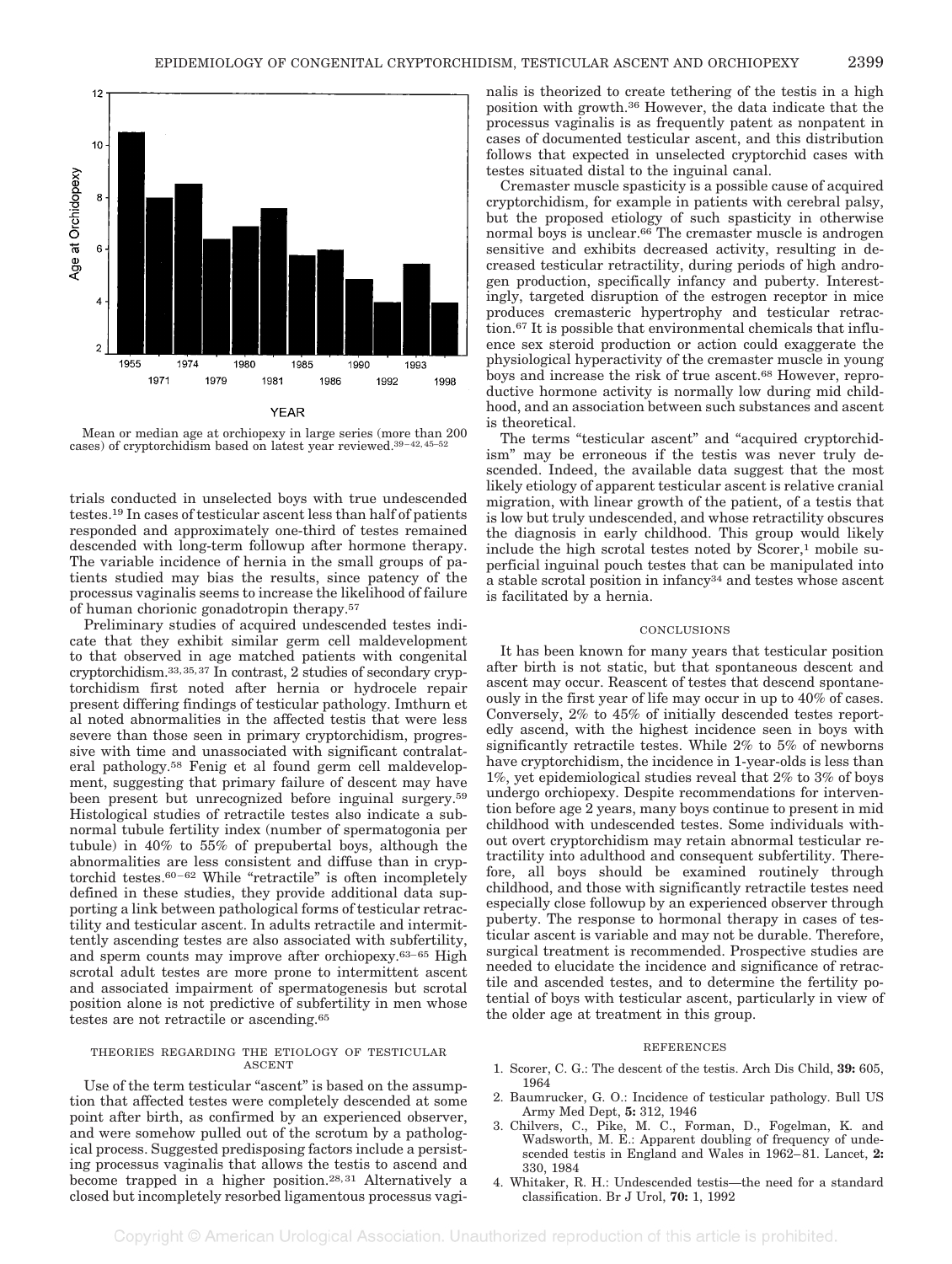Mean or median age at orchiopexy in large series (more than 200 cases) of cryptorchidism based on latest year reviewed.[39–42, 45–52]

trials conducted in unselected boys with true undescended testes.[19] In cases of testicular ascent less than half of patients responded and approximately one-third of testes remained descended with long-term followup after hormone therapy. The variable incidence of hernia in the small groups of patients studied may bias the results, since patency of the processus vaginalis seems to increase the likelihood of failure of human chorionic gonadotropin therapy.[57]

Preliminary studies of acquired undescended testes indicate that they exhibit similar germ cell maldevelopment to that observed in age matched patients with congenital cryptorchidism.[33, 35, 37] In contrast, 2 studies of secondary cryptorchidism first noted after hernia or hydrocele repair present differing findings of testicular pathology. Imthurn et al noted abnormalities in the affected testis that were less severe than those seen in primary cryptorchidism, progressive with time and unassociated with significant contralateral pathology.[58] Fenig et al found germ cell maldevelopment, suggesting that primary failure of descent may have been present but unrecognized before inguinal surgery.[59] Histological studies of retractile testes also indicate a subnormal tubule fertility index (number of spermatogonia per tubule) in 40% to 55% of prepubertal boys, although the abnormalities are less consistent and diffuse than in cryptorchid testes.[60–62] While "retractile" is often incompletely defined in these studies, they provide additional data supporting a link between pathological forms of testicular retractility and testicular ascent. In adults retractile and intermittently ascending testes are also associated with subfertility, and sperm counts may improve after orchiopexy.[63–65] High scrotal adult testes are more prone to intermittent ascent and associated impairment of spermatogenesis but scrotal position alone is not predictive of subfertility in men whose testes are not retractile or ascending.[65]

## THEORIES REGARDING THE ETIOLOGY OF TESTICULAR ASCENT

Use of the term testicular "ascent" is based on the assumption that affected testes were completely descended at some point after birth, as confirmed by an experienced observer, and were somehow pulled out of the scrotum by a pathological process. Suggested predisposing factors include a persisting processus vaginalis that allows the testis to ascend and become trapped in a higher position.[28, 31] Alternatively a closed but incompletely resorbed ligamentous processus vaginalis is theorized to create tethering of the testis in a high position with growth.[36] However, the data indicate that the processus vaginalis is as frequently patent as nonpatent in cases of documented testicular ascent, and this distribution follows that expected in unselected cryptorchid cases with testes situated distal to the inguinal canal.

Cremaster muscle spasticity is a possible cause of acquired cryptorchidism, for example in patients with cerebral palsy, but the proposed etiology of such spasticity in otherwise normal boys is unclear.[66] The cremaster muscle is androgen sensitive and exhibits decreased activity, resulting in decreased testicular retractility, during periods of high androgen production, specifically infancy and puberty. Interestingly, targeted disruption of the estrogen receptor in mice produces cremasteric hypertrophy and testicular retraction.[67] It is possible that environmental chemicals that influence sex steroid production or action could exaggerate the physiological hyperactivity of the cremaster muscle in young boys and increase the risk of true ascent.[68] However, reproductive hormone activity is normally low during mid childhood, and an association between such substances and ascent is theoretical.

The terms "testicular ascent" and "acquired cryptorchidism" may be erroneous if the testis was never truly descended. Indeed, the available data suggest that the most likely etiology of apparent testicular ascent is relative cranial migration, with linear growth of the patient, of a testis that is low but truly undescended, and whose retractility obscures the diagnosis in early childhood. This group would likely include the high scrotal testes noted by Scorer,[1] mobile superficial inguinal pouch testes that can be manipulated into a stable scrotal position in infancy[34] and testes whose ascent is facilitated by a hernia.

## CONCLUSIONS

It has been known for many years that testicular position after birth is not static, but that spontaneous descent and ascent may occur. Reascent of testes that descend spontaneously in the first year of life may occur in up to 40% of cases. Conversely, 2% to 45% of initially descended testes reportedly ascend, with the highest incidence seen in boys with significantly retractile testes. While 2% to 5% of newborns have cryptorchidism, the incidence in 1-year-olds is less than 1%, yet epidemiological studies reveal that 2% to 3% of boys undergo orchiopexy. Despite recommendations for intervention before age 2 years, many boys continue to present in mid childhood with undescended testes. Some individuals without overt cryptorchidism may retain abnormal testicular retractility into adulthood and consequent subfertility. Therefore, all boys should be examined routinely through childhood, and those with significantly retractile testes need especially close followup by an experienced observer through puberty. The response to hormonal therapy in cases of testicular ascent is variable and may not be durable. Therefore, surgical treatment is recommended. Prospective studies are needed to elucidate the incidence and significance of retractile and ascended testes, and to determine the fertility potential of boys with testicular ascent, particularly in view of the older age at treatment in this group.

## REFERENCES

1. Scorer, C. G.: The descent of the testis. Arch Dis Child, **39:** 605, 1964
2. Baumrucker, G. O.: Incidence of testicular pathology. Bull US Army Med Dept, **5:** 312, 1946
3. Chilvers, C., Pike, M. C., Forman, D., Fogelman, K. and Wadsworth, M. E.: Apparent doubling of frequency of undescended testis in England and Wales in 1962–81. Lancet, **2:** 330, 1984
4. Whitaker, R. H.: Undescended testis—the need for a standard classification. Br J Urol, **70:** 1, 1992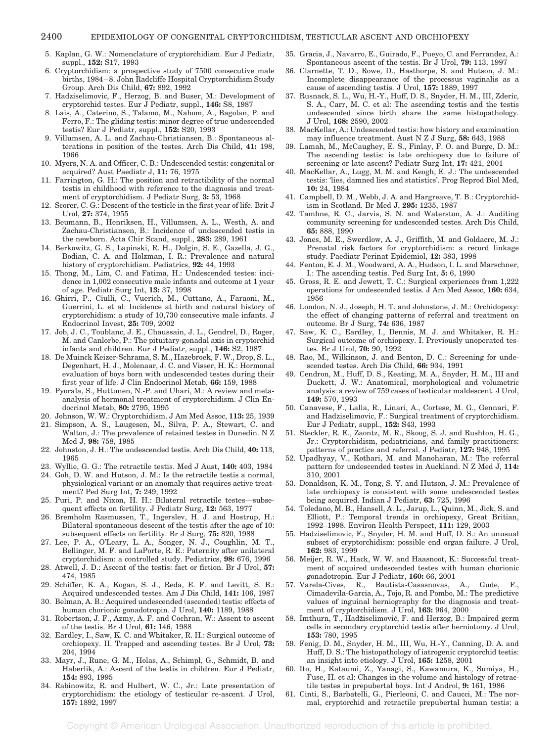5. Kaplan, G. W.: Nomenclature of cryptorchidism. Eur J Pediatr, suppl., **152:** S17, 1993
6. Cryptorchidism: a prospective study of 7500 consecutive male births, 1984–8. John Radcliffe Hospital Cryptorchidism Study Group. Arch Dis Child, **67:** 892, 1992
7. Hadziselimovic, F., Herzog, B. and Buser, M.: Development of cryptorchid testes. Eur J Pediatr, suppl., **146:** S8, 1987
8. Lais, A., Caterino, S., Talamo, M., Nahom, A., Bagolan, P. and Ferro, F.: The gliding testis: minor degree of true undescended testis? Eur J Pediatr, suppl., **152:** S20, 1993
9. Villumsen, A. L. and Zachau-Christiansen, B.: Spontaneous alterations in position of the testes. Arch Dis Child, **41:** 198, 1966
10. Myers, N. A. and Officer, C. B.: Undescended testis: congenital or acquired? Aust Paediatr J, **11:** 76, 1975
11. Farrington, G. H.: The position and retractibility of the normal testis in childhood with reference to the diagnosis and treatment of cryptorchidism. J Pediatr Surg, **3:** 53, 1968
12. Scorer, C. G.: Descent of the testicle in the first year of life. Brit J Urol, **27:** 374, 1955
13. Beumann, B., Henriksen, H., Villumsen, A. L., Westh, A. and Zachau-Christiansen, B.: Incidence of undescended testis in the newborn. Acta Chir Scand, suppl., **283:** 289, 1961
14. Berkowitz, G. S., Lapinski, R. H., Dolgin, S. E., Gazella, J. G., Bodian, C. A. and Holzman, I. R.: Prevalence and natural history of cryptorchidism. Pediatrics, **92:** 44, 1993
15. Thong, M., Lim, C. and Fatima, H.: Undescended testes: incidence in 1,002 consecutive male infants and outcome at 1 year of age. Pediatr Surg Int, **13:** 37, 1998
16. Ghirri, P., Ciulli, C., Vuerich, M., Cuttano, A., Faraoni, M., Guerrini, L. et al: Incidence at birth and natural history of cryptorchidism: a study of 10,730 consecutive male infants. J Endocrinol Invest, **25:** 709, 2002
17. Job, J. C., Toublanc, J. E., Chaussain, J. L., Gendrel, D., Roger, M. and Canlorbe, P.: The pituitary-gonadal axis in cryptorchid infants and children. Eur J Pediatr, suppl., **146:** S2, 1987
18. De Muinck Keizer-Schrama, S. M., Hazebroek, F. W., Drop, S. L., Degenhart, H. J., Molenaar, J. C. and Visser, H. K.: Hormonal evaluation of boys born with undescended testes during their first year of life. J Clin Endocrinol Metab, **66:** 159, 1988
19. Pyorala, S., Huttunen, N.-P. and Uhari, M.: A review and meta-analysis of hormonal treatment of cryptorchidism. J Clin Endocrinol Metab, **80:** 2795, 1995
20. Johnson, W. W.: Cryptorchidism. J Am Med Assoc, **113:** 25, 1939
21. Simpson, A. S., Laugesen, M., Silva, P. A., Stewart, C. and Walton, J.: The prevalence of retained testes in Dunedin. N Z Med J, **98:** 758, 1985
22. Johnston, J. H.: The undescended testis. Arch Dis Child, **40:** 113, 1965
23. Wyllie, G. G.: The retractile testis. Med J Aust, **140:** 403, 1984
24. Goh, D. W. and Hutson, J. M.: Is the retractile testis a normal, physiological variant or an anomaly that requires active treatment? Ped Surg Int, **7:** 249, 1992
25. Puri, P. and Nixon, H. H.: Bilateral retractile testes—subsequent effects on fertility. J Pediatr Surg, **12:** 563, 1977
26. Bremholm Rasmussen, T., Ingerslev, H. J. and Hostrup, H.: Bilateral spontaneous descent of the testis after the age of 10: subsequent effects on fertility. Br J Surg, **75:** 820, 1988
27. Lee, P. A., O'Leary, L. A., Songer, N. J., Coughlin, M. T., Bellinger, M. F. and LaPorte, R. E.: Paternity after unilateral cryptorchidism: a controlled study. Pediatrics, **98:** 676, 1996
28. Atwell, J. D.: Ascent of the testis: fact or fiction. Br J Urol, **57:** 474, 1985
29. Schiffer, K. A., Kogan, S. J., Reda, E. F. and Levitt, S. B.: Acquired undescended testes. Am J Dis Child, **141:** 106, 1987
30. Belman, A. B.: Acquired undescended (ascended) testis: effects of human chorionic gonadotropin. J Urol, **140:** 1189, 1988
31. Robertson, J. F., Azmy, A. F. and Cochran, W.: Assent to ascent of the testis. Br J Urol, **61:** 146, 1988
32. Eardley, I., Saw, K. C. and Whitaker, R. H.: Surgical outcome of orchiopexy. II. Trapped and ascending testes. Br J Urol, **73:** 204, 1994
33. Mayr, J., Rune, G. M., Holas, A., Schimpl, G., Schmidt, B. and Haberlik, A.: Ascent of the testis in children. Eur J Pediatr, **154:** 893, 1995
34. Rabinowitz, R. and Hulbert, W. C., Jr.: Late presentation of cryptorchidism: the etiology of testicular re-ascent. J Urol, **157:** 1892, 1997
35. Gracia, J., Navarro, E., Guirado, F., Pueyo, C. and Ferrandez, A.: Spontaneous ascent of the testis. Br J Urol, **79:** 113, 1997
36. Clarnette, T. D., Rowe, D., Hasthorpe, S. and Hutson, J. M.: Incomplete disappearance of the processus vaginalis as a cause of ascending testis. J Urol, **157:** 1889, 1997
37. Rusnack, S. L., Wu, H.-Y., Huff, D. S., Snyder, H. M., III, Zderic, S. A., Carr, M. C. et al: The ascending testis and the testis undescended since birth share the same histopathology. J Urol, **168:** 2590, 2002
38. MacKellar, A.: Undescended testis: how history and examination may influence treatment. Aust N Z J Surg, **58:** 643, 1988
39. Lamah, M., McCaughey, E. S., Finlay, F. O. and Burge, D. M.: The ascending testis: is late orchiopexy due to failure of screening or late ascent? Pediatr Surg Int, **17:** 421, 2001
40. MacKellar, A., Lugg, M. M. and Keogh, E. J.: The undescended testis: 'lies, damned lies and statistics'. Prog Reprod Biol Med, **10:** 24, 1984
41. Campbell, D. M., Webb, J. A. and Hargreave, T. B.: Cryptorchidism in Scotland. Br Med J, **295:** 1235, 1987
42. Tamhne, R. C., Jarvis, S. N. and Waterston, A. J.: Auditing community screening for undescended testes. Arch Dis Child, **65:** 888, 1990
43. Jones, M. E., Swerdlow, A. J., Griffith, M. and Goldacre, M. J.: Prenatal risk factors for cryptorchidism: a record linkage study. Paediatr Perinat Epidemiol, **12:** 383, 1998
44. Fenton, E. J. M., Woodward, A. A., Hudson, I. L. and Marschner, I.: The ascending testis. Ped Surg Int, **5:** 6, 1990
45. Gross, R. E. and Jewett, T. C.: Surgical experiences from 1,222 operations for undescended testis. J Am Med Assoc, **160:** 634, 1956
46. London, N. J., Joseph, H. T. and Johnstone, J. M.: Orchidopexy: the effect of changing patterns of referral and treatment on outcome. Br J Surg, **74:** 636, 1987
47. Saw, K. C., Eardley, I., Dennis, M. J. and Whitaker, R. H.: Surgical outcome of orchiopexy. I. Previously unoperated testes. Br J Urol, **70:** 90, 1992
48. Rao, M., Wilkinson, J. and Benton, D. C.: Screening for undescended testes. Arch Dis Child, **66:** 934, 1991
49. Cendron, M., Huff, D. S., Keating, M. A., Snyder, H. M., III and Duckett, J. W.: Anatomical, morphological and volumetric analysis: a review of 759 cases of testicular maldescent. J Urol, **149:** 570, 1993
50. Canavese, F., Lalla, R., Linari, A., Cortese, M. G., Gennari, F. and Hadziselimovic, F.: Surgical treatment of cryptorchidism. Eur J Pediatr, suppl., **152:** S43, 1993
51. Steckler, R. E., Zaontz, M. R., Skoog, S. J. and Rushton, H. G., Jr.: Cryptorchidism, pediatricians, and family practitioners: patterns of practice and referral. J Pediatr, **127:** 948, 1995
52. Upadhyay, V., Kothari, M. and Manoharan, M.: The referral pattern for undescended testes in Auckland. N Z Med J, **114:** 310, 2001
53. Donaldson, K. M., Tong, S. Y. and Hutson, J. M.: Prevalence of late orchiopexy is consistent with some undescended testes being acquired. Indian J Pediatr, **63:** 725, 1996
54. Toledano, M. B., Hansell, A. L., Jarup, L., Quinn, M., Jick, S. and Elliott, P.: Temporal trends in orchiopexy, Great Britian, 1992–1998. Environ Health Perspect, **111:** 129, 2003
55. Hadziselimovic, F., Snyder, H. M. and Huff, D. S.: An unusual subset of cryptorchidism: possible end organ failure. J Urol, **162:** 983, 1999
56. Meijer, R. W., Hack, W. W. and Haasnoot, K.: Successful treatment of acquired undescended testes with human chorionic gonadotropin. Eur J Pediatr, **160:** 66, 2001
57. Varela-Cives, R., Bautista-Casasnovas, A., Gude, F., Cimadevila-Garcia, A., Tojo, R. and Pombo, M.: The predictive values of inguinal herniography for the diagnosis and treatment of cryptorchidism. J Urol, **163:** 964, 2000
58. Imthurn, T., Hadžiselimović, F. and Herzog, B.: Impaired germ cells in secondary cryptorchid testis after herniotomy. J Urol, **153:** 780, 1995
59. Fenig, D. M., Snyder, H. M., III, Wu, H.-Y., Canning, D. A. and Huff, D. S.: The histopathology of iatrogenic cryptorchid testis: an insight into etiology. J Urol, **165:** 1258, 2001
60. Ito, H., Kataumi, Z., Yanagi, S., Kawamura, K., Sumiya, H., Fuse, H. et al: Changes in the volume and histology of retractile testes in prepubertal boys. Int J Androl, **9:** 161, 1986
61. Cinti, S., Barbatelli, G., Pierleoni, C. and Caucci, M.: The normal, cryptorchid and retractile prepubertal human testis: a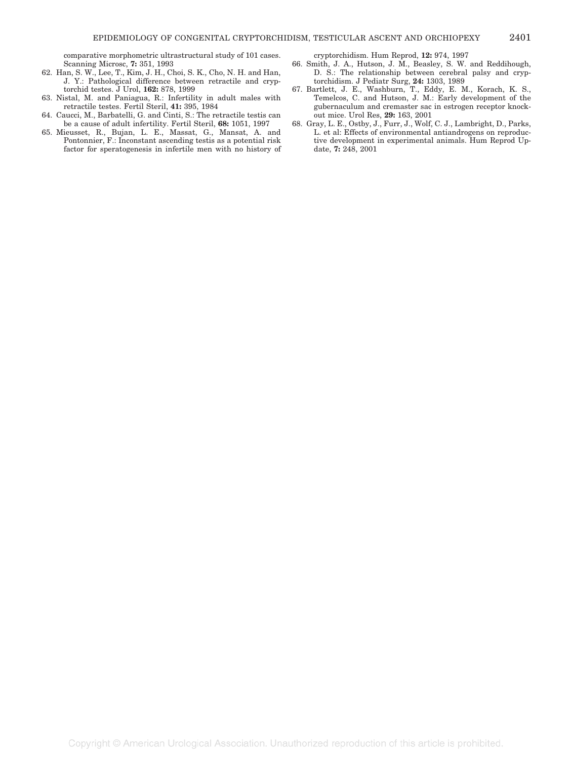comparative morphometric ultrastructural study of 101 cases. Scanning Microsc, **7:** 351, 1993

62. Han, S. W., Lee, T., Kim, J. H., Choi, S. K., Cho, N. H. and Han, J. Y.: Pathological difference between retractile and cryptorchid testes. J Urol, **162:** 878, 1999
63. Nistal, M. and Paniagua, R.: Infertility in adult males with retractile testes. Fertil Steril, **41:** 395, 1984
64. Caucci, M., Barbatelli, G. and Cinti, S.: The retractile testis can be a cause of adult infertility. Fertil Steril, **68:** 1051, 1997
65. Mieusset, R., Bujan, L. E., Massat, G., Mansat, A. and Pontonnier, F.: Inconstant ascending testis as a potential risk factor for speratogenesis in infertile men with no history of cryptorchidism. Hum Reprod, **12:** 974, 1997
66. Smith, J. A., Hutson, J. M., Beasley, S. W. and Reddihough, D. S.: The relationship between cerebral palsy and cryptorchidism. J Pediatr Surg, **24:** 1303, 1989
67. Bartlett, J. E., Washburn, T., Eddy, E. M., Korach, K. S., Temelcos, C. and Hutson, J. M.: Early development of the gubernaculum and cremaster sac in estrogen receptor knockout mice. Urol Res, **29:** 163, 2001
68. Gray, L. E., Ostby, J., Furr, J., Wolf, C. J., Lambright, D., Parks, L. et al: Effects of environmental antiandrogens on reproductive development in experimental animals. Hum Reprod Update, **7:** 248, 2001